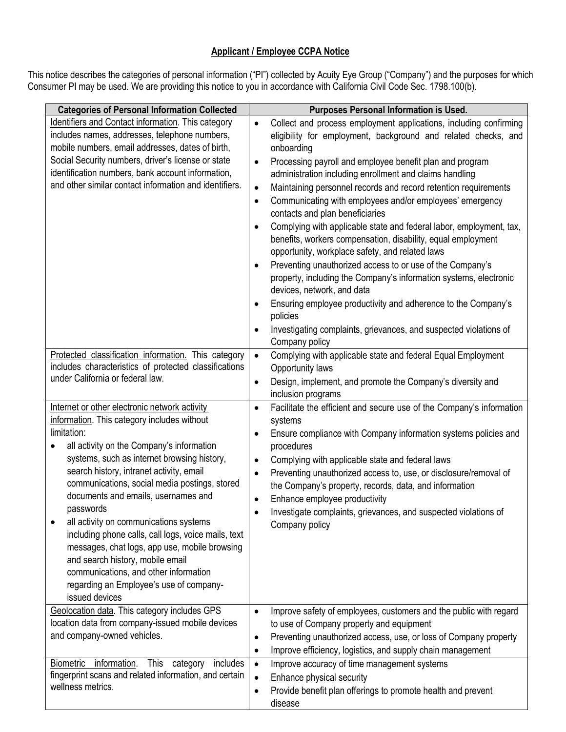**Applicant / Employee CCPA Notice**

This notice describes the categories of personal information ("PI") collected by Acuity Eye Group ("Company") and the purposes for which Consumer PI may be used. We are providing this notice to you in accordance with California Civil Code Sec. 1798.100(b).

| Categories of Personal Information Collected | Purposes Personal Information is Used. |
| --- | --- |
| <u>Identifiers and Contact information</u>. This category includes names, addresses, telephone numbers, mobile numbers, email addresses, dates of birth, Social Security numbers, driver's license or state identification numbers, bank account information, and other similar contact information and identifiers. | • Collect and process employment applications, including confirming eligibility for employment, background and related checks, and onboarding<br>• Processing payroll and employee benefit plan and program administration including enrollment and claims handling<br>• Maintaining personnel records and record retention requirements<br>• Communicating with employees and/or employees' emergency contacts and plan beneficiaries<br>• Complying with applicable state and federal labor, employment, tax, benefits, workers compensation, disability, equal employment opportunity, workplace safety, and related laws<br>• Preventing unauthorized access to or use of the Company's property, including the Company's information systems, electronic devices, network, and data<br>• Ensuring employee productivity and adherence to the Company's policies<br>• Investigating complaints, grievances, and suspected violations of Company policy |
| <u>Protected classification information.</u> This category includes characteristics of protected classifications under California or federal law. | • Complying with applicable state and federal Equal Employment Opportunity laws<br>• Design, implement, and promote the Company's diversity and inclusion programs |
| <u>Internet or other electronic network activity information</u>. This category includes without limitation:<br>• all activity on the Company's information systems, such as internet browsing history, search history, intranet activity, email communications, social media postings, stored documents and emails, usernames and passwords<br>• all activity on communications systems including phone calls, call logs, voice mails, text messages, chat logs, app use, mobile browsing and search history, mobile email communications, and other information regarding an Employee's use of company-issued devices | • Facilitate the efficient and secure use of the Company's information systems<br>• Ensure compliance with Company information systems policies and procedures<br>• Complying with applicable state and federal laws<br>• Preventing unauthorized access to, use, or disclosure/removal of the Company's property, records, data, and information<br>• Enhance employee productivity<br>• Investigate complaints, grievances, and suspected violations of Company policy |
| <u>Geolocation data</u>. This category includes GPS location data from company-issued mobile devices and company-owned vehicles. | • Improve safety of employees, customers and the public with regard to use of Company property and equipment<br>• Preventing unauthorized access, use, or loss of Company property<br>• Improve efficiency, logistics, and supply chain management |
| <u>Biometric information</u>. This category includes fingerprint scans and related information, and certain wellness metrics. | • Improve accuracy of time management systems<br>• Enhance physical security<br>• Provide benefit plan offerings to promote health and prevent disease |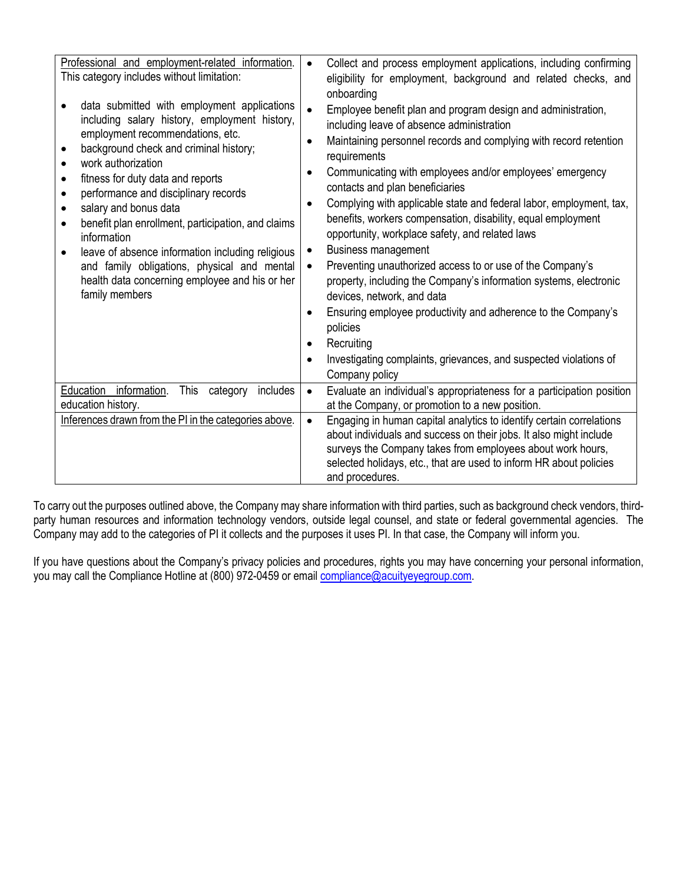| | |
|---|---|
| <u>Professional and employment-related information</u>. This category includes without limitation:<br><br>• data submitted with employment applications including salary history, employment history, employment recommendations, etc.<br>• background check and criminal history;<br>• work authorization<br>• fitness for duty data and reports<br>• performance and disciplinary records<br>• salary and bonus data<br>• benefit plan enrollment, participation, and claims information<br>• leave of absence information including religious and family obligations, physical and mental health data concerning employee and his or her family members | • Collect and process employment applications, including confirming eligibility for employment, background and related checks, and onboarding<br>• Employee benefit plan and program design and administration, including leave of absence administration<br>• Maintaining personnel records and complying with record retention requirements<br>• Communicating with employees and/or employees' emergency contacts and plan beneficiaries<br>• Complying with applicable state and federal labor, employment, tax, benefits, workers compensation, disability, equal employment opportunity, workplace safety, and related laws<br>• Business management<br>• Preventing unauthorized access to or use of the Company's property, including the Company's information systems, electronic devices, network, and data<br>• Ensuring employee productivity and adherence to the Company's policies<br>• Recruiting<br>• Investigating complaints, grievances, and suspected violations of Company policy |
| <u>Education information</u>. This category includes education history. | • Evaluate an individual's appropriateness for a participation position at the Company, or promotion to a new position. |
| <u>Inferences drawn from the PI in the categories above</u>. | • Engaging in human capital analytics to identify certain correlations about individuals and success on their jobs. It also might include surveys the Company takes from employees about work hours, selected holidays, etc., that are used to inform HR about policies and procedures. |

To carry out the purposes outlined above, the Company may share information with third parties, such as background check vendors, third-party human resources and information technology vendors, outside legal counsel, and state or federal governmental agencies. The Company may add to the categories of PI it collects and the purposes it uses PI. In that case, the Company will inform you.

If you have questions about the Company's privacy policies and procedures, rights you may have concerning your personal information, you may call the Compliance Hotline at (800) 972-0459 or email compliance@acuityeyegroup.com.